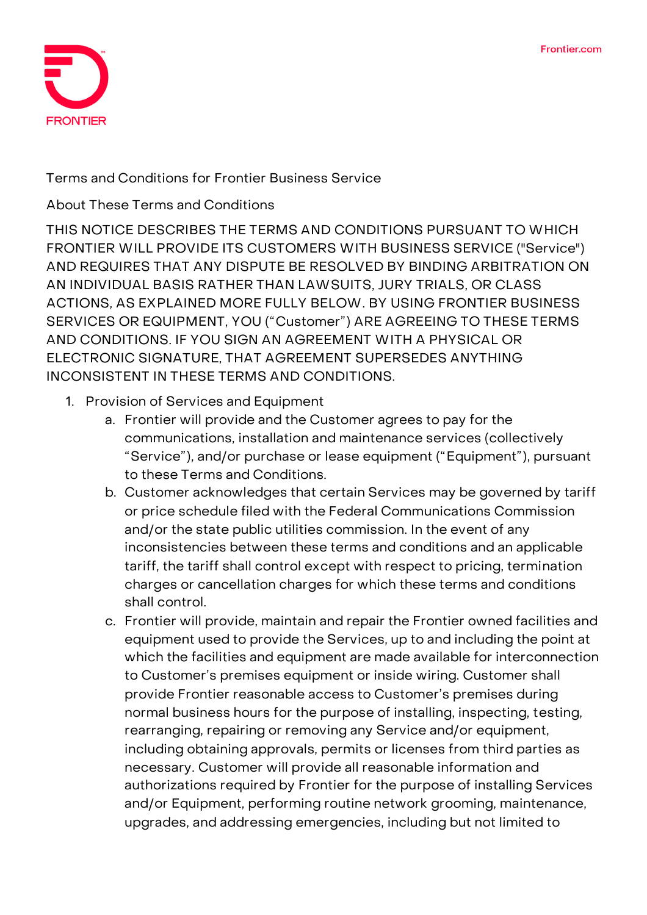# Terms and Conditions for Frontier Business Service

## About These Terms and Conditions

THIS NOTICE DESCRIBES THE TERMS AND CONDITIONS PURSUANT TO WHICH FRONTIER WILL PROVIDE ITS CUSTOMERS WITH BUSINESS SERVICE ("Service") AND REQUIRES THAT ANY DISPUTE BE RESOLVED BY BINDING ARBITRATION ON AN INDIVIDUAL BASIS RATHER THAN LAWSUITS, JURY TRIALS, OR CLASS ACTIONS, AS EXPLAINED MORE FULLY BELOW. BY USING FRONTIER BUSINESS SERVICES OR EQUIPMENT, YOU ("Customer") ARE AGREEING TO THESE TERMS AND CONDITIONS. IF YOU SIGN AN AGREEMENT WITH A PHYSICAL OR ELECTRONIC SIGNATURE, THAT AGREEMENT SUPERSEDES ANYTHING INCONSISTENT IN THESE TERMS AND CONDITIONS.

1. Provision of Services and Equipment
   a. Frontier will provide and the Customer agrees to pay for the communications, installation and maintenance services (collectively "Service"), and/or purchase or lease equipment ("Equipment"), pursuant to these Terms and Conditions.
   b. Customer acknowledges that certain Services may be governed by tariff or price schedule filed with the Federal Communications Commission and/or the state public utilities commission. In the event of any inconsistencies between these terms and conditions and an applicable tariff, the tariff shall control except with respect to pricing, termination charges or cancellation charges for which these terms and conditions shall control.
   c. Frontier will provide, maintain and repair the Frontier owned facilities and equipment used to provide the Services, up to and including the point at which the facilities and equipment are made available for interconnection to Customer's premises equipment or inside wiring. Customer shall provide Frontier reasonable access to Customer's premises during normal business hours for the purpose of installing, inspecting, testing, rearranging, repairing or removing any Service and/or equipment, including obtaining approvals, permits or licenses from third parties as necessary. Customer will provide all reasonable information and authorizations required by Frontier for the purpose of installing Services and/or Equipment, performing routine network grooming, maintenance, upgrades, and addressing emergencies, including but not limited to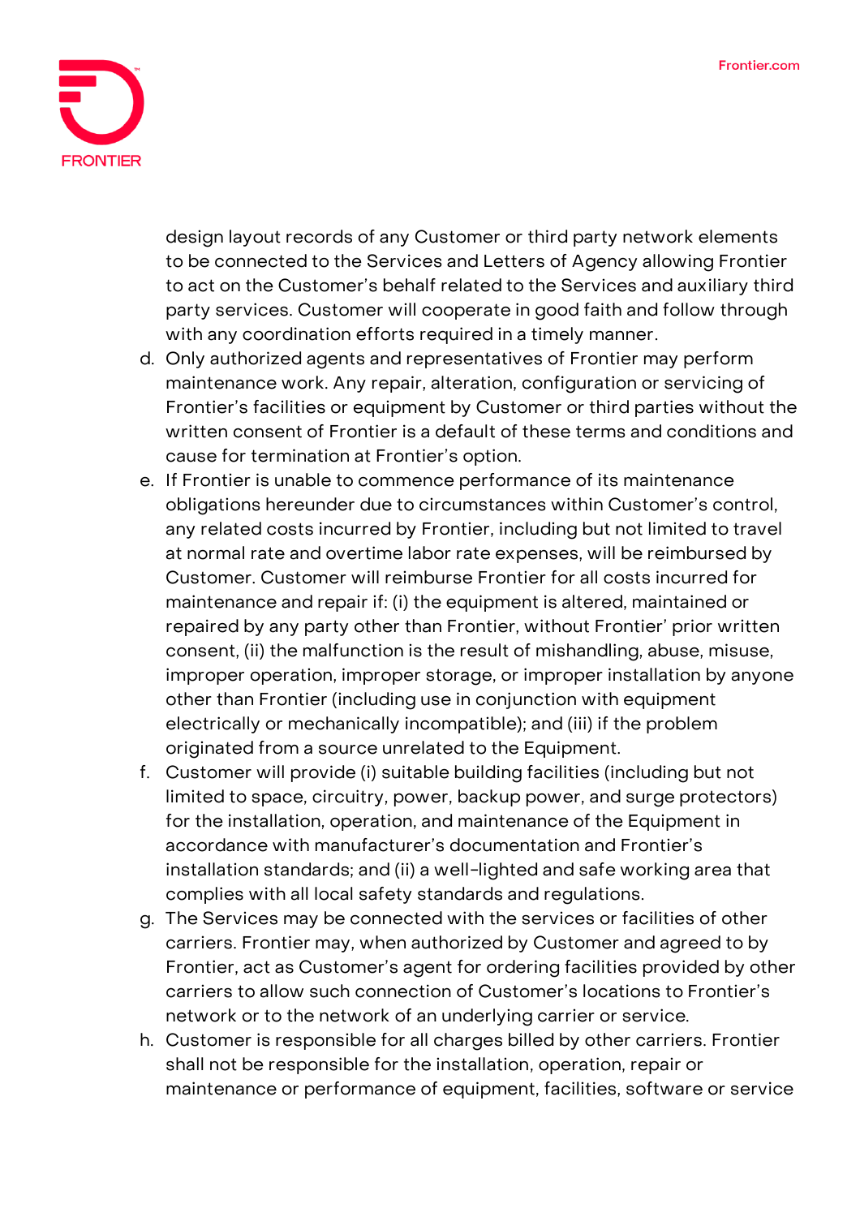design layout records of any Customer or third party network elements to be connected to the Services and Letters of Agency allowing Frontier to act on the Customer's behalf related to the Services and auxiliary third party services. Customer will cooperate in good faith and follow through with any coordination efforts required in a timely manner.

d. Only authorized agents and representatives of Frontier may perform maintenance work. Any repair, alteration, configuration or servicing of Frontier's facilities or equipment by Customer or third parties without the written consent of Frontier is a default of these terms and conditions and cause for termination at Frontier's option.
e. If Frontier is unable to commence performance of its maintenance obligations hereunder due to circumstances within Customer's control, any related costs incurred by Frontier, including but not limited to travel at normal rate and overtime labor rate expenses, will be reimbursed by Customer. Customer will reimburse Frontier for all costs incurred for maintenance and repair if: (i) the equipment is altered, maintained or repaired by any party other than Frontier, without Frontier' prior written consent, (ii) the malfunction is the result of mishandling, abuse, misuse, improper operation, improper storage, or improper installation by anyone other than Frontier (including use in conjunction with equipment electrically or mechanically incompatible); and (iii) if the problem originated from a source unrelated to the Equipment.
f. Customer will provide (i) suitable building facilities (including but not limited to space, circuitry, power, backup power, and surge protectors) for the installation, operation, and maintenance of the Equipment in accordance with manufacturer's documentation and Frontier's installation standards; and (ii) a well-lighted and safe working area that complies with all local safety standards and regulations.
g. The Services may be connected with the services or facilities of other carriers. Frontier may, when authorized by Customer and agreed to by Frontier, act as Customer's agent for ordering facilities provided by other carriers to allow such connection of Customer's locations to Frontier's network or to the network of an underlying carrier or service.
h. Customer is responsible for all charges billed by other carriers. Frontier shall not be responsible for the installation, operation, repair or maintenance or performance of equipment, facilities, software or service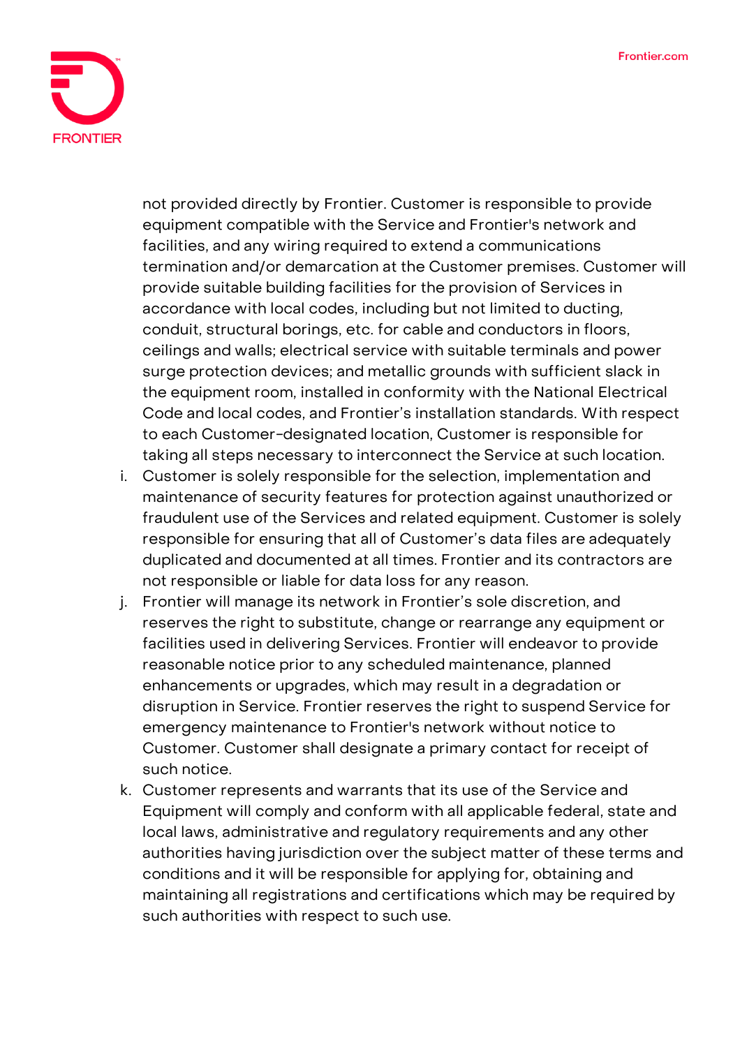not provided directly by Frontier. Customer is responsible to provide equipment compatible with the Service and Frontier's network and facilities, and any wiring required to extend a communications termination and/or demarcation at the Customer premises. Customer will provide suitable building facilities for the provision of Services in accordance with local codes, including but not limited to ducting, conduit, structural borings, etc. for cable and conductors in floors, ceilings and walls; electrical service with suitable terminals and power surge protection devices; and metallic grounds with sufficient slack in the equipment room, installed in conformity with the National Electrical Code and local codes, and Frontier's installation standards. With respect to each Customer-designated location, Customer is responsible for taking all steps necessary to interconnect the Service at such location.

i. Customer is solely responsible for the selection, implementation and maintenance of security features for protection against unauthorized or fraudulent use of the Services and related equipment. Customer is solely responsible for ensuring that all of Customer's data files are adequately duplicated and documented at all times. Frontier and its contractors are not responsible or liable for data loss for any reason.

j. Frontier will manage its network in Frontier's sole discretion, and reserves the right to substitute, change or rearrange any equipment or facilities used in delivering Services. Frontier will endeavor to provide reasonable notice prior to any scheduled maintenance, planned enhancements or upgrades, which may result in a degradation or disruption in Service. Frontier reserves the right to suspend Service for emergency maintenance to Frontier's network without notice to Customer. Customer shall designate a primary contact for receipt of such notice.

k. Customer represents and warrants that its use of the Service and Equipment will comply and conform with all applicable federal, state and local laws, administrative and regulatory requirements and any other authorities having jurisdiction over the subject matter of these terms and conditions and it will be responsible for applying for, obtaining and maintaining all registrations and certifications which may be required by such authorities with respect to such use.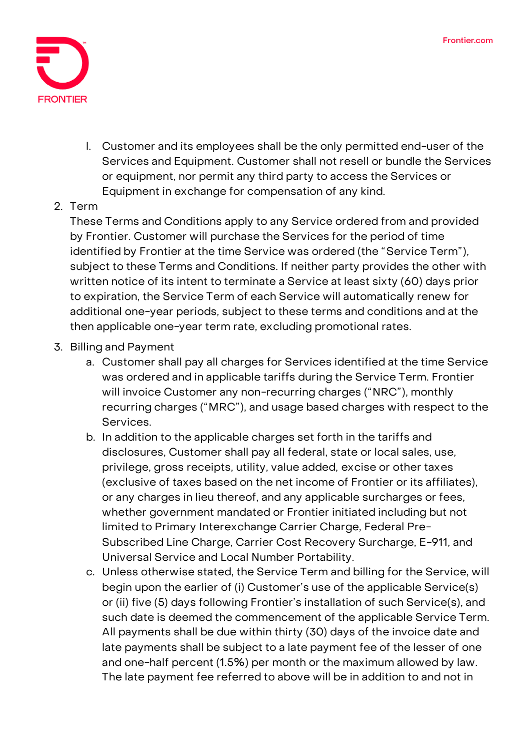l. Customer and its employees shall be the only permitted end-user of the Services and Equipment. Customer shall not resell or bundle the Services or equipment, nor permit any third party to access the Services or Equipment in exchange for compensation of any kind.

2. Term

   These Terms and Conditions apply to any Service ordered from and provided by Frontier. Customer will purchase the Services for the period of time identified by Frontier at the time Service was ordered (the "Service Term"), subject to these Terms and Conditions. If neither party provides the other with written notice of its intent to terminate a Service at least sixty (60) days prior to expiration, the Service Term of each Service will automatically renew for additional one-year periods, subject to these terms and conditions and at the then applicable one-year term rate, excluding promotional rates.

3. Billing and Payment

   a. Customer shall pay all charges for Services identified at the time Service was ordered and in applicable tariffs during the Service Term. Frontier will invoice Customer any non-recurring charges ("NRC"), monthly recurring charges ("MRC"), and usage based charges with respect to the Services.

   b. In addition to the applicable charges set forth in the tariffs and disclosures, Customer shall pay all federal, state or local sales, use, privilege, gross receipts, utility, value added, excise or other taxes (exclusive of taxes based on the net income of Frontier or its affiliates), or any charges in lieu thereof, and any applicable surcharges or fees, whether government mandated or Frontier initiated including but not limited to Primary Interexchange Carrier Charge, Federal Pre-Subscribed Line Charge, Carrier Cost Recovery Surcharge, E-911, and Universal Service and Local Number Portability.

   c. Unless otherwise stated, the Service Term and billing for the Service, will begin upon the earlier of (i) Customer's use of the applicable Service(s) or (ii) five (5) days following Frontier's installation of such Service(s), and such date is deemed the commencement of the applicable Service Term. All payments shall be due within thirty (30) days of the invoice date and late payments shall be subject to a late payment fee of the lesser of one and one-half percent (1.5%) per month or the maximum allowed by law. The late payment fee referred to above will be in addition to and not in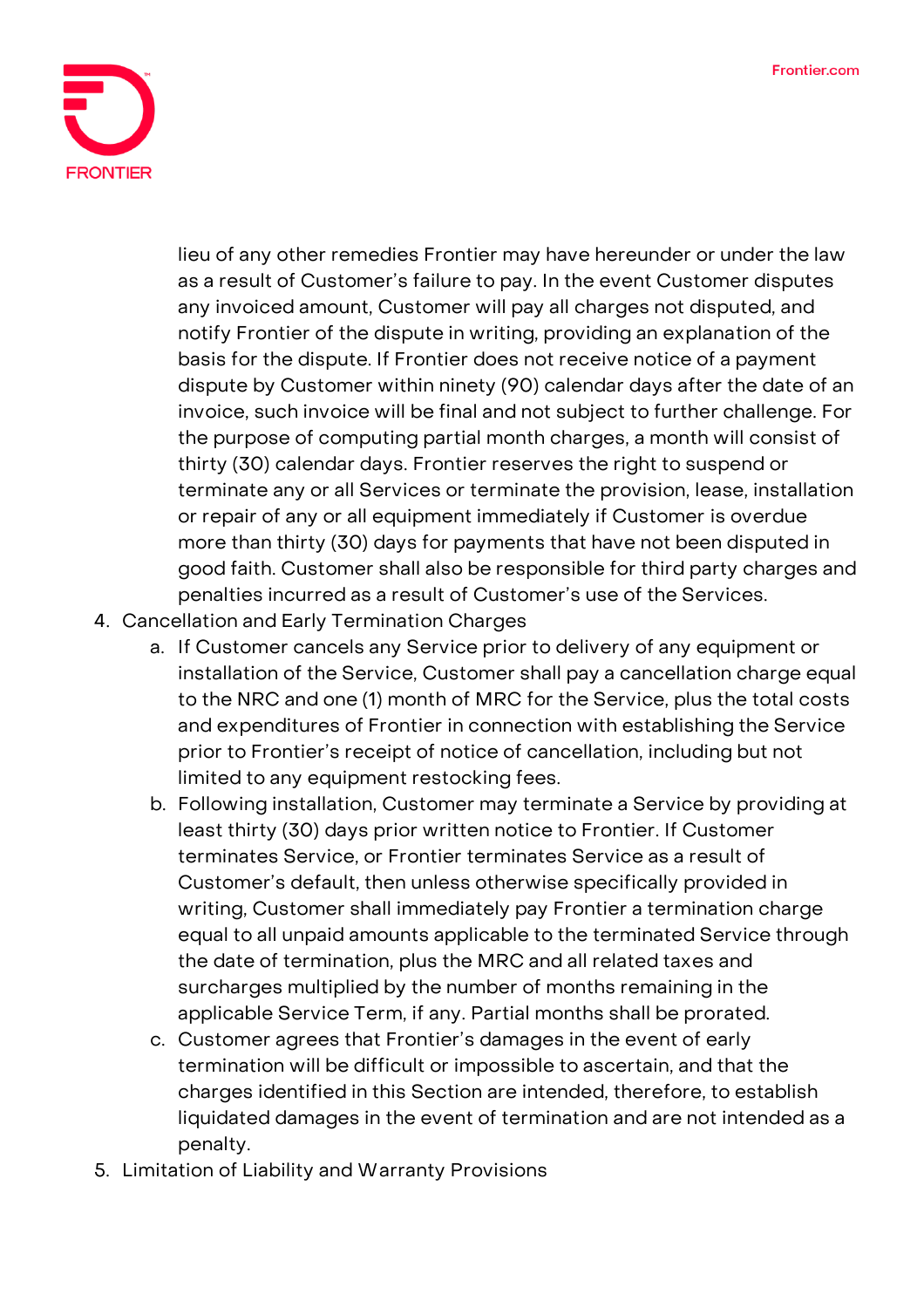lieu of any other remedies Frontier may have hereunder or under the law as a result of Customer's failure to pay. In the event Customer disputes any invoiced amount, Customer will pay all charges not disputed, and notify Frontier of the dispute in writing, providing an explanation of the basis for the dispute. If Frontier does not receive notice of a payment dispute by Customer within ninety (90) calendar days after the date of an invoice, such invoice will be final and not subject to further challenge. For the purpose of computing partial month charges, a month will consist of thirty (30) calendar days. Frontier reserves the right to suspend or terminate any or all Services or terminate the provision, lease, installation or repair of any or all equipment immediately if Customer is overdue more than thirty (30) days for payments that have not been disputed in good faith. Customer shall also be responsible for third party charges and penalties incurred as a result of Customer's use of the Services.

4. Cancellation and Early Termination Charges
   a. If Customer cancels any Service prior to delivery of any equipment or installation of the Service, Customer shall pay a cancellation charge equal to the NRC and one (1) month of MRC for the Service, plus the total costs and expenditures of Frontier in connection with establishing the Service prior to Frontier's receipt of notice of cancellation, including but not limited to any equipment restocking fees.
   b. Following installation, Customer may terminate a Service by providing at least thirty (30) days prior written notice to Frontier. If Customer terminates Service, or Frontier terminates Service as a result of Customer's default, then unless otherwise specifically provided in writing, Customer shall immediately pay Frontier a termination charge equal to all unpaid amounts applicable to the terminated Service through the date of termination, plus the MRC and all related taxes and surcharges multiplied by the number of months remaining in the applicable Service Term, if any. Partial months shall be prorated.
   c. Customer agrees that Frontier's damages in the event of early termination will be difficult or impossible to ascertain, and that the charges identified in this Section are intended, therefore, to establish liquidated damages in the event of termination and are not intended as a penalty.
5. Limitation of Liability and Warranty Provisions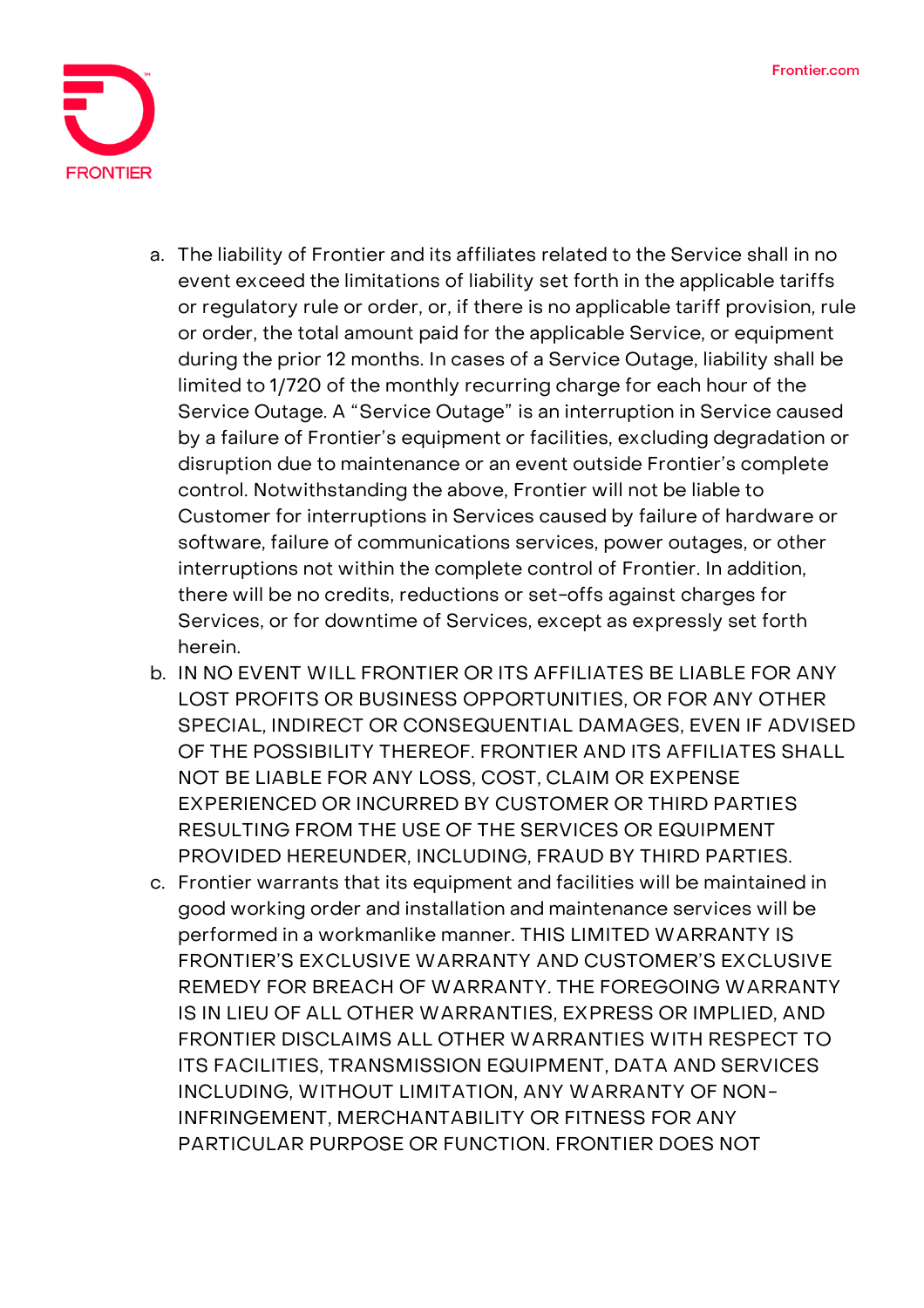a. The liability of Frontier and its affiliates related to the Service shall in no event exceed the limitations of liability set forth in the applicable tariffs or regulatory rule or order, or, if there is no applicable tariff provision, rule or order, the total amount paid for the applicable Service, or equipment during the prior 12 months. In cases of a Service Outage, liability shall be limited to 1/720 of the monthly recurring charge for each hour of the Service Outage. A "Service Outage" is an interruption in Service caused by a failure of Frontier's equipment or facilities, excluding degradation or disruption due to maintenance or an event outside Frontier's complete control. Notwithstanding the above, Frontier will not be liable to Customer for interruptions in Services caused by failure of hardware or software, failure of communications services, power outages, or other interruptions not within the complete control of Frontier. In addition, there will be no credits, reductions or set-offs against charges for Services, or for downtime of Services, except as expressly set forth herein.

b. IN NO EVENT WILL FRONTIER OR ITS AFFILIATES BE LIABLE FOR ANY LOST PROFITS OR BUSINESS OPPORTUNITIES, OR FOR ANY OTHER SPECIAL, INDIRECT OR CONSEQUENTIAL DAMAGES, EVEN IF ADVISED OF THE POSSIBILITY THEREOF. FRONTIER AND ITS AFFILIATES SHALL NOT BE LIABLE FOR ANY LOSS, COST, CLAIM OR EXPENSE EXPERIENCED OR INCURRED BY CUSTOMER OR THIRD PARTIES RESULTING FROM THE USE OF THE SERVICES OR EQUIPMENT PROVIDED HEREUNDER, INCLUDING, FRAUD BY THIRD PARTIES.

c. Frontier warrants that its equipment and facilities will be maintained in good working order and installation and maintenance services will be performed in a workmanlike manner. THIS LIMITED WARRANTY IS FRONTIER'S EXCLUSIVE WARRANTY AND CUSTOMER'S EXCLUSIVE REMEDY FOR BREACH OF WARRANTY. THE FOREGOING WARRANTY IS IN LIEU OF ALL OTHER WARRANTIES, EXPRESS OR IMPLIED, AND FRONTIER DISCLAIMS ALL OTHER WARRANTIES WITH RESPECT TO ITS FACILITIES, TRANSMISSION EQUIPMENT, DATA AND SERVICES INCLUDING, WITHOUT LIMITATION, ANY WARRANTY OF NON-INFRINGEMENT, MERCHANTABILITY OR FITNESS FOR ANY PARTICULAR PURPOSE OR FUNCTION. FRONTIER DOES NOT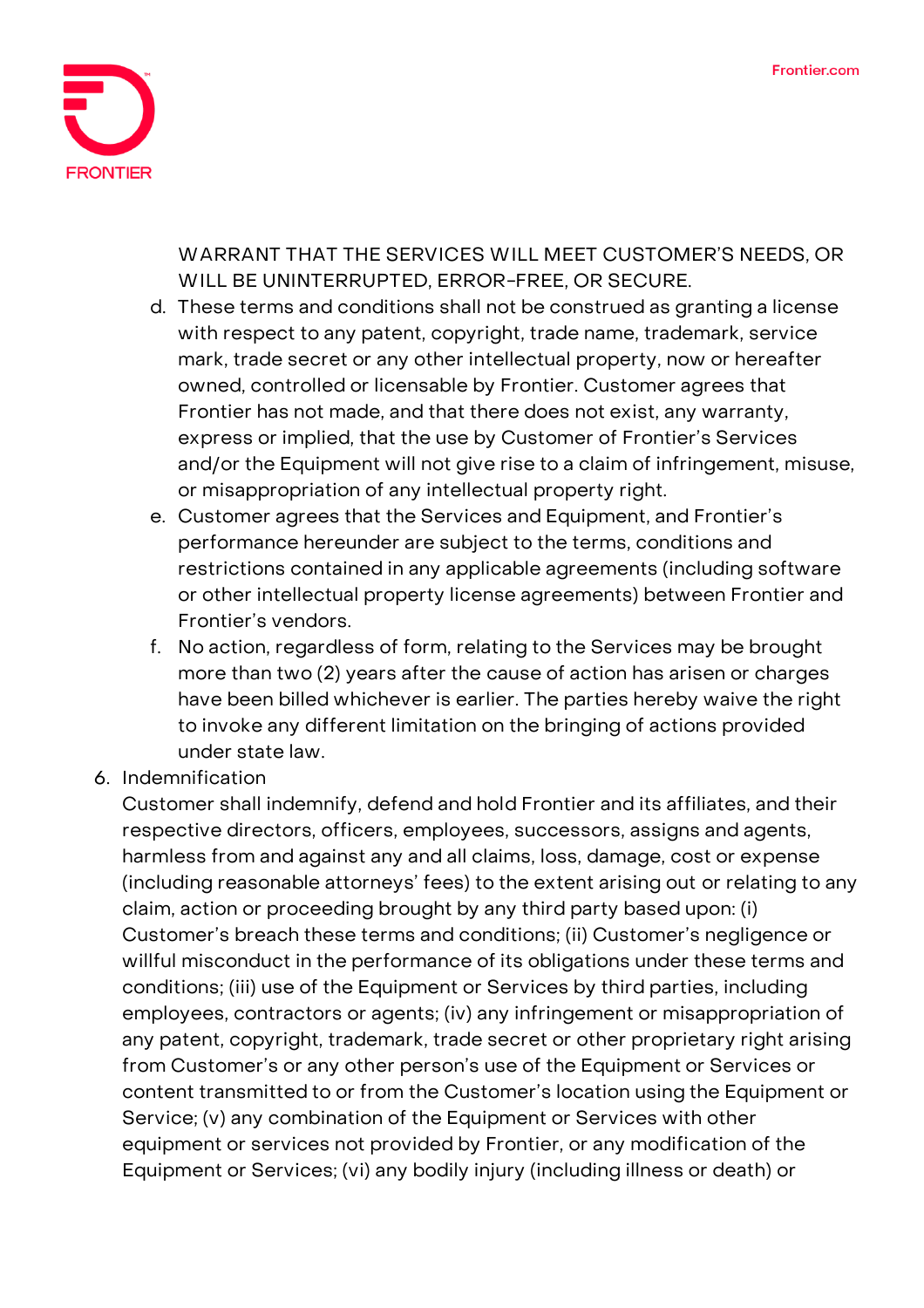WARRANT THAT THE SERVICES WILL MEET CUSTOMER'S NEEDS, OR WILL BE UNINTERRUPTED, ERROR-FREE, OR SECURE.

d. These terms and conditions shall not be construed as granting a license with respect to any patent, copyright, trade name, trademark, service mark, trade secret or any other intellectual property, now or hereafter owned, controlled or licensable by Frontier. Customer agrees that Frontier has not made, and that there does not exist, any warranty, express or implied, that the use by Customer of Frontier's Services and/or the Equipment will not give rise to a claim of infringement, misuse, or misappropriation of any intellectual property right.

e. Customer agrees that the Services and Equipment, and Frontier's performance hereunder are subject to the terms, conditions and restrictions contained in any applicable agreements (including software or other intellectual property license agreements) between Frontier and Frontier's vendors.

f. No action, regardless of form, relating to the Services may be brought more than two (2) years after the cause of action has arisen or charges have been billed whichever is earlier. The parties hereby waive the right to invoke any different limitation on the bringing of actions provided under state law.

6. Indemnification

Customer shall indemnify, defend and hold Frontier and its affiliates, and their respective directors, officers, employees, successors, assigns and agents, harmless from and against any and all claims, loss, damage, cost or expense (including reasonable attorneys' fees) to the extent arising out or relating to any claim, action or proceeding brought by any third party based upon: (i) Customer's breach these terms and conditions; (ii) Customer's negligence or willful misconduct in the performance of its obligations under these terms and conditions; (iii) use of the Equipment or Services by third parties, including employees, contractors or agents; (iv) any infringement or misappropriation of any patent, copyright, trademark, trade secret or other proprietary right arising from Customer's or any other person's use of the Equipment or Services or content transmitted to or from the Customer's location using the Equipment or Service; (v) any combination of the Equipment or Services with other equipment or services not provided by Frontier, or any modification of the Equipment or Services; (vi) any bodily injury (including illness or death) or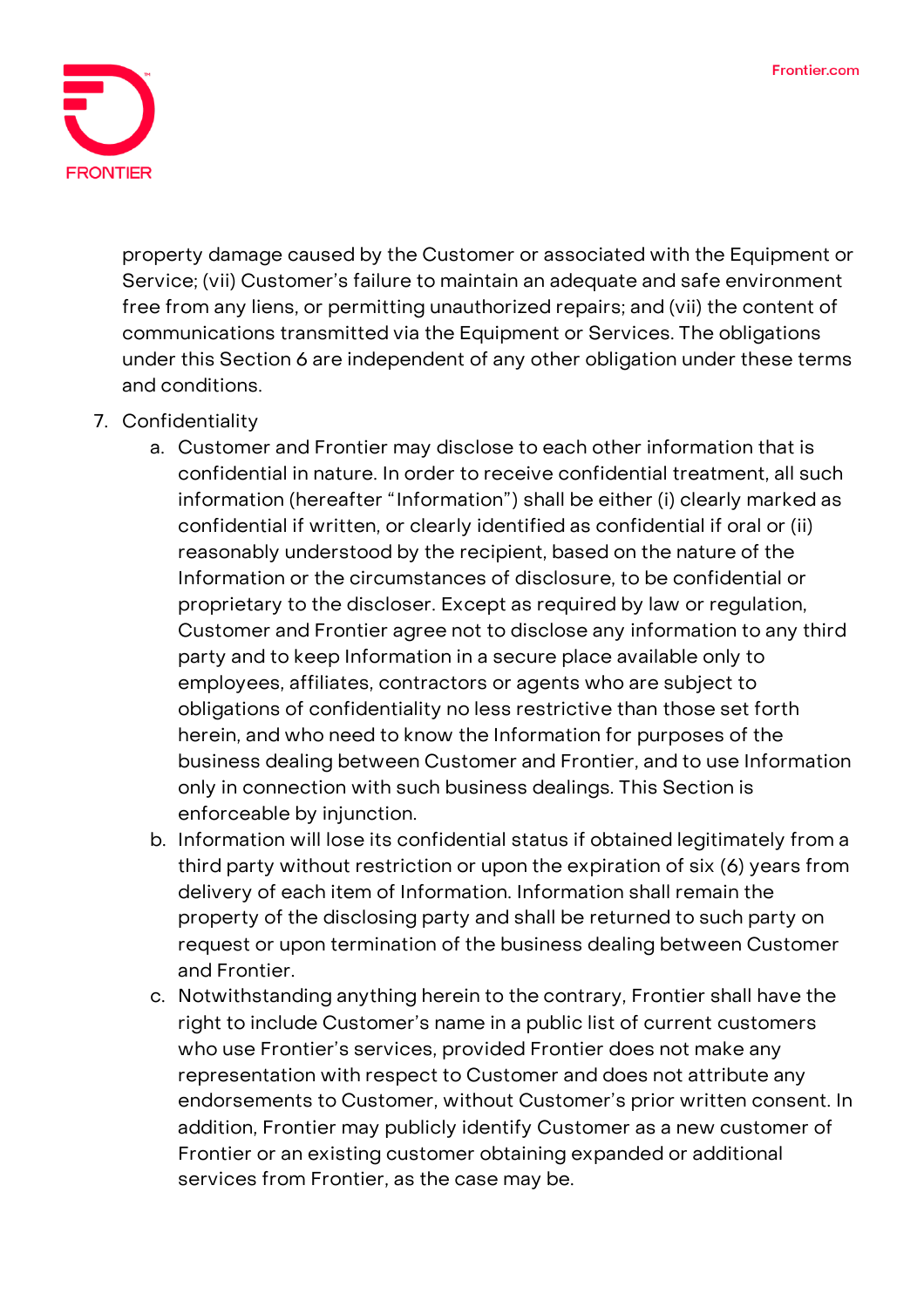property damage caused by the Customer or associated with the Equipment or Service; (vii) Customer's failure to maintain an adequate and safe environment free from any liens, or permitting unauthorized repairs; and (vii) the content of communications transmitted via the Equipment or Services. The obligations under this Section 6 are independent of any other obligation under these terms and conditions.

7. Confidentiality
   a. Customer and Frontier may disclose to each other information that is confidential in nature. In order to receive confidential treatment, all such information (hereafter "Information") shall be either (i) clearly marked as confidential if written, or clearly identified as confidential if oral or (ii) reasonably understood by the recipient, based on the nature of the Information or the circumstances of disclosure, to be confidential or proprietary to the discloser. Except as required by law or regulation, Customer and Frontier agree not to disclose any information to any third party and to keep Information in a secure place available only to employees, affiliates, contractors or agents who are subject to obligations of confidentiality no less restrictive than those set forth herein, and who need to know the Information for purposes of the business dealing between Customer and Frontier, and to use Information only in connection with such business dealings. This Section is enforceable by injunction.
   b. Information will lose its confidential status if obtained legitimately from a third party without restriction or upon the expiration of six (6) years from delivery of each item of Information. Information shall remain the property of the disclosing party and shall be returned to such party on request or upon termination of the business dealing between Customer and Frontier.
   c. Notwithstanding anything herein to the contrary, Frontier shall have the right to include Customer's name in a public list of current customers who use Frontier's services, provided Frontier does not make any representation with respect to Customer and does not attribute any endorsements to Customer, without Customer's prior written consent. In addition, Frontier may publicly identify Customer as a new customer of Frontier or an existing customer obtaining expanded or additional services from Frontier, as the case may be.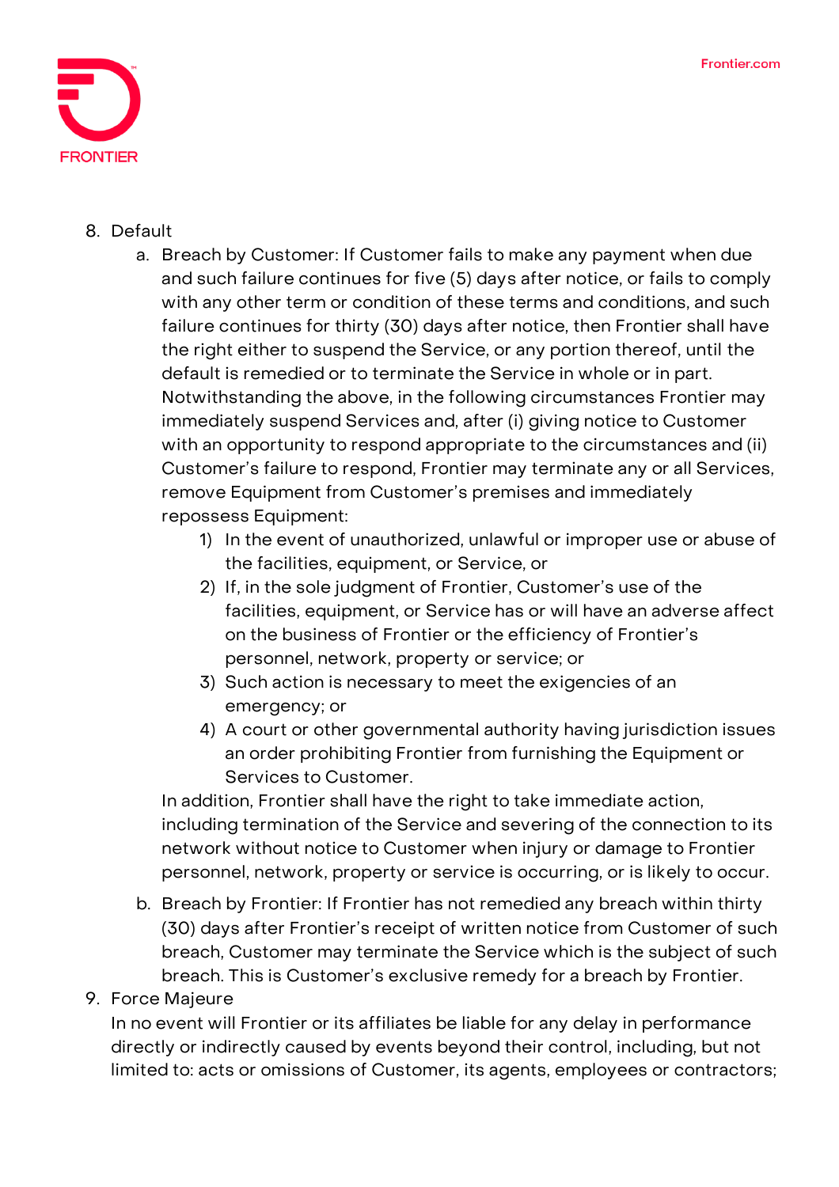8. Default
    a. Breach by Customer: If Customer fails to make any payment when due and such failure continues for five (5) days after notice, or fails to comply with any other term or condition of these terms and conditions, and such failure continues for thirty (30) days after notice, then Frontier shall have the right either to suspend the Service, or any portion thereof, until the default is remedied or to terminate the Service in whole or in part. Notwithstanding the above, in the following circumstances Frontier may immediately suspend Services and, after (i) giving notice to Customer with an opportunity to respond appropriate to the circumstances and (ii) Customer's failure to respond, Frontier may terminate any or all Services, remove Equipment from Customer's premises and immediately repossess Equipment:
        1) In the event of unauthorized, unlawful or improper use or abuse of the facilities, equipment, or Service, or
        2) If, in the sole judgment of Frontier, Customer's use of the facilities, equipment, or Service has or will have an adverse affect on the business of Frontier or the efficiency of Frontier's personnel, network, property or service; or
        3) Such action is necessary to meet the exigencies of an emergency; or
        4) A court or other governmental authority having jurisdiction issues an order prohibiting Frontier from furnishing the Equipment or Services to Customer.

       In addition, Frontier shall have the right to take immediate action, including termination of the Service and severing of the connection to its network without notice to Customer when injury or damage to Frontier personnel, network, property or service is occurring, or is likely to occur.
    b. Breach by Frontier: If Frontier has not remedied any breach within thirty (30) days after Frontier's receipt of written notice from Customer of such breach, Customer may terminate the Service which is the subject of such breach. This is Customer's exclusive remedy for a breach by Frontier.
9. Force Majeure

   In no event will Frontier or its affiliates be liable for any delay in performance directly or indirectly caused by events beyond their control, including, but not limited to: acts or omissions of Customer, its agents, employees or contractors;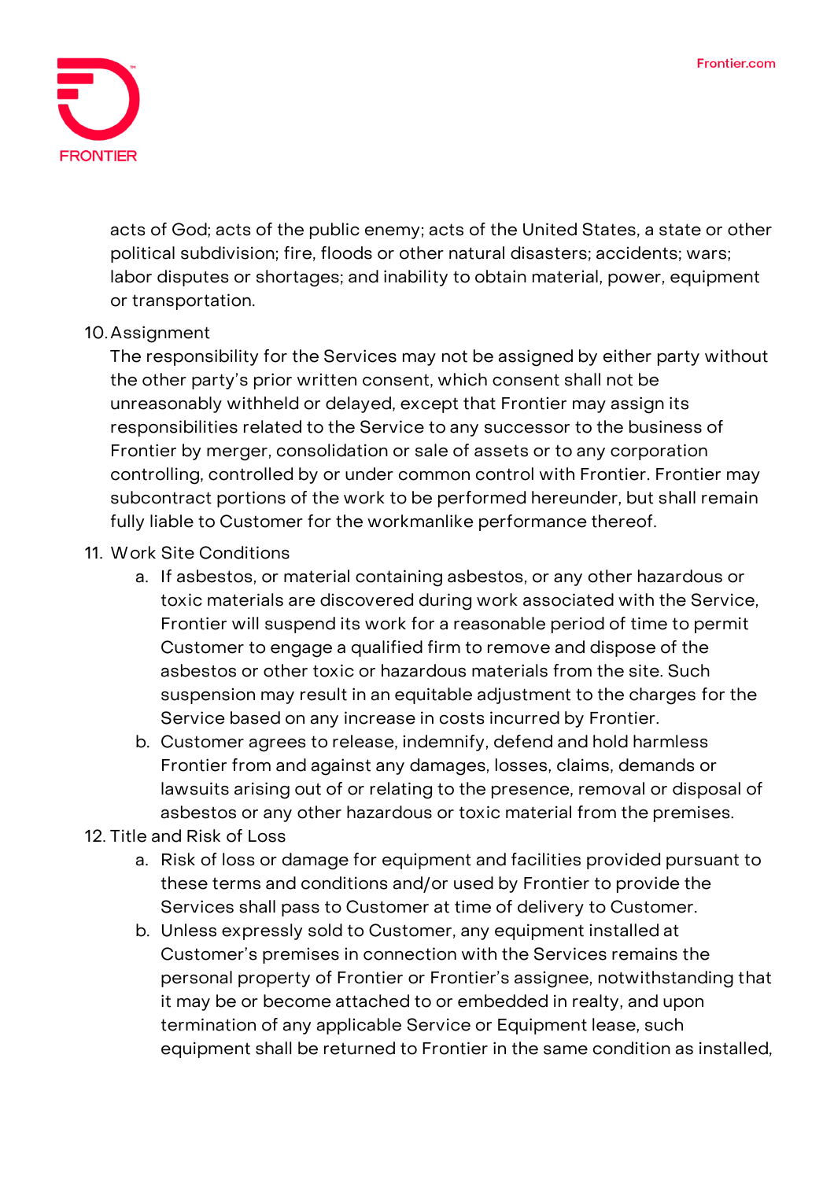acts of God; acts of the public enemy; acts of the United States, a state or other political subdivision; fire, floods or other natural disasters; accidents; wars; labor disputes or shortages; and inability to obtain material, power, equipment or transportation.

10. Assignment
    The responsibility for the Services may not be assigned by either party without the other party's prior written consent, which consent shall not be unreasonably withheld or delayed, except that Frontier may assign its responsibilities related to the Service to any successor to the business of Frontier by merger, consolidation or sale of assets or to any corporation controlling, controlled by or under common control with Frontier. Frontier may subcontract portions of the work to be performed hereunder, but shall remain fully liable to Customer for the workmanlike performance thereof.

11. Work Site Conditions
    a. If asbestos, or material containing asbestos, or any other hazardous or toxic materials are discovered during work associated with the Service, Frontier will suspend its work for a reasonable period of time to permit Customer to engage a qualified firm to remove and dispose of the asbestos or other toxic or hazardous materials from the site. Such suspension may result in an equitable adjustment to the charges for the Service based on any increase in costs incurred by Frontier.
    b. Customer agrees to release, indemnify, defend and hold harmless Frontier from and against any damages, losses, claims, demands or lawsuits arising out of or relating to the presence, removal or disposal of asbestos or any other hazardous or toxic material from the premises.

12. Title and Risk of Loss
    a. Risk of loss or damage for equipment and facilities provided pursuant to these terms and conditions and/or used by Frontier to provide the Services shall pass to Customer at time of delivery to Customer.
    b. Unless expressly sold to Customer, any equipment installed at Customer's premises in connection with the Services remains the personal property of Frontier or Frontier's assignee, notwithstanding that it may be or become attached to or embedded in realty, and upon termination of any applicable Service or Equipment lease, such equipment shall be returned to Frontier in the same condition as installed,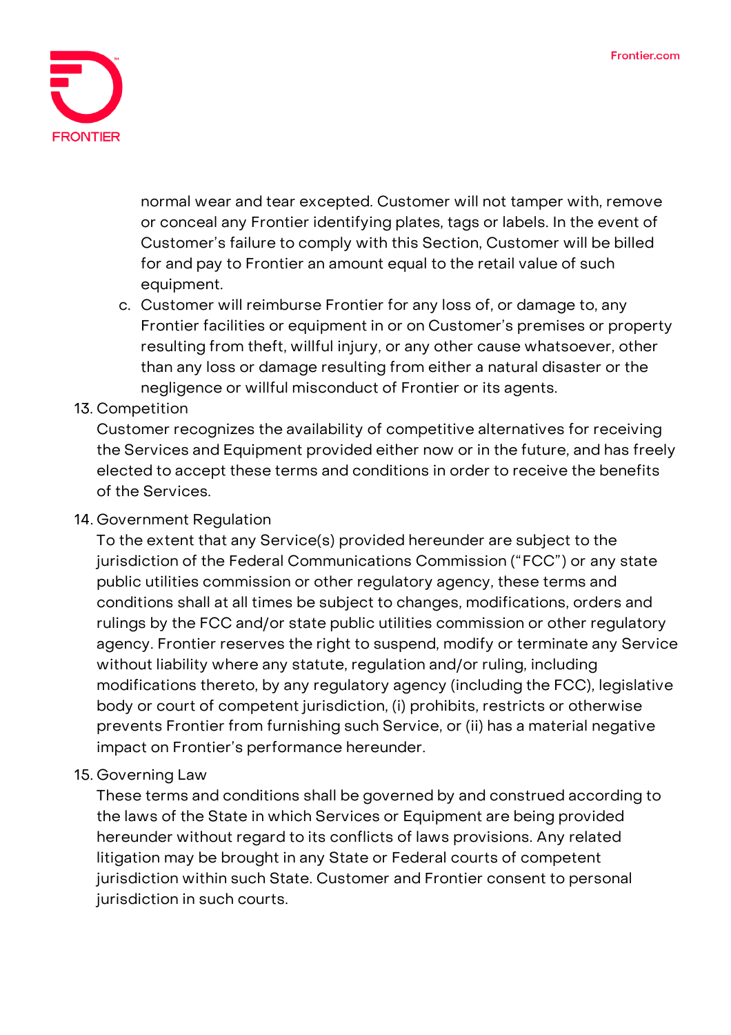normal wear and tear excepted. Customer will not tamper with, remove or conceal any Frontier identifying plates, tags or labels. In the event of Customer's failure to comply with this Section, Customer will be billed for and pay to Frontier an amount equal to the retail value of such equipment.

   c. Customer will reimburse Frontier for any loss of, or damage to, any Frontier facilities or equipment in or on Customer's premises or property resulting from theft, willful injury, or any other cause whatsoever, other than any loss or damage resulting from either a natural disaster or the negligence or willful misconduct of Frontier or its agents.

13. Competition

    Customer recognizes the availability of competitive alternatives for receiving the Services and Equipment provided either now or in the future, and has freely elected to accept these terms and conditions in order to receive the benefits of the Services.

14. Government Regulation

    To the extent that any Service(s) provided hereunder are subject to the jurisdiction of the Federal Communications Commission ("FCC") or any state public utilities commission or other regulatory agency, these terms and conditions shall at all times be subject to changes, modifications, orders and rulings by the FCC and/or state public utilities commission or other regulatory agency. Frontier reserves the right to suspend, modify or terminate any Service without liability where any statute, regulation and/or ruling, including modifications thereto, by any regulatory agency (including the FCC), legislative body or court of competent jurisdiction, (i) prohibits, restricts or otherwise prevents Frontier from furnishing such Service, or (ii) has a material negative impact on Frontier's performance hereunder.

15. Governing Law

    These terms and conditions shall be governed by and construed according to the laws of the State in which Services or Equipment are being provided hereunder without regard to its conflicts of laws provisions. Any related litigation may be brought in any State or Federal courts of competent jurisdiction within such State. Customer and Frontier consent to personal jurisdiction in such courts.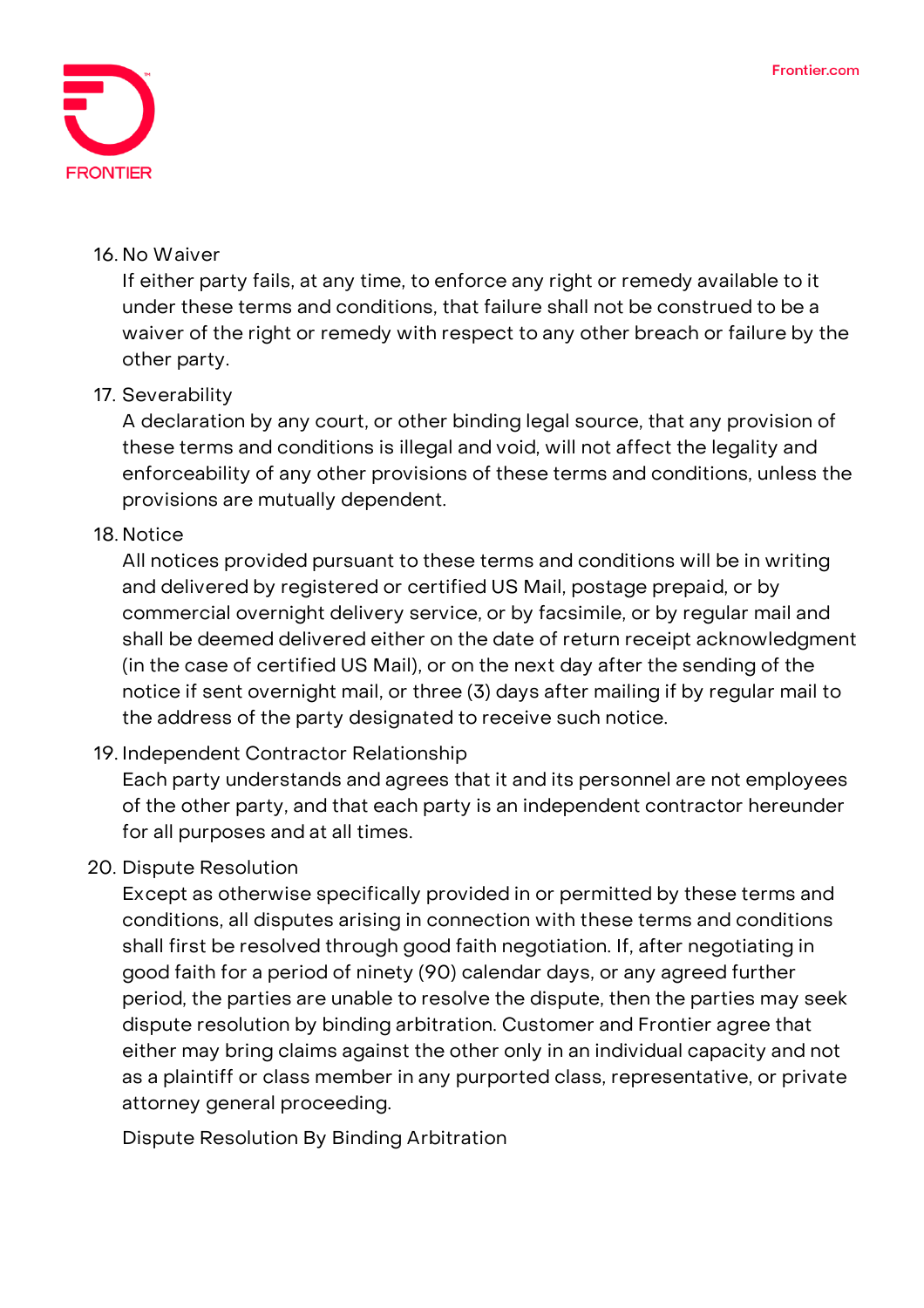16. No Waiver
    If either party fails, at any time, to enforce any right or remedy available to it under these terms and conditions, that failure shall not be construed to be a waiver of the right or remedy with respect to any other breach or failure by the other party.
17. Severability
    A declaration by any court, or other binding legal source, that any provision of these terms and conditions is illegal and void, will not affect the legality and enforceability of any other provisions of these terms and conditions, unless the provisions are mutually dependent.
18. Notice
    All notices provided pursuant to these terms and conditions will be in writing and delivered by registered or certified US Mail, postage prepaid, or by commercial overnight delivery service, or by facsimile, or by regular mail and shall be deemed delivered either on the date of return receipt acknowledgment (in the case of certified US Mail), or on the next day after the sending of the notice if sent overnight mail, or three (3) days after mailing if by regular mail to the address of the party designated to receive such notice.
19. Independent Contractor Relationship
    Each party understands and agrees that it and its personnel are not employees of the other party, and that each party is an independent contractor hereunder for all purposes and at all times.
20. Dispute Resolution
    Except as otherwise specifically provided in or permitted by these terms and conditions, all disputes arising in connection with these terms and conditions shall first be resolved through good faith negotiation. If, after negotiating in good faith for a period of ninety (90) calendar days, or any agreed further period, the parties are unable to resolve the dispute, then the parties may seek dispute resolution by binding arbitration. Customer and Frontier agree that either may bring claims against the other only in an individual capacity and not as a plaintiff or class member in any purported class, representative, or private attorney general proceeding.

    Dispute Resolution By Binding Arbitration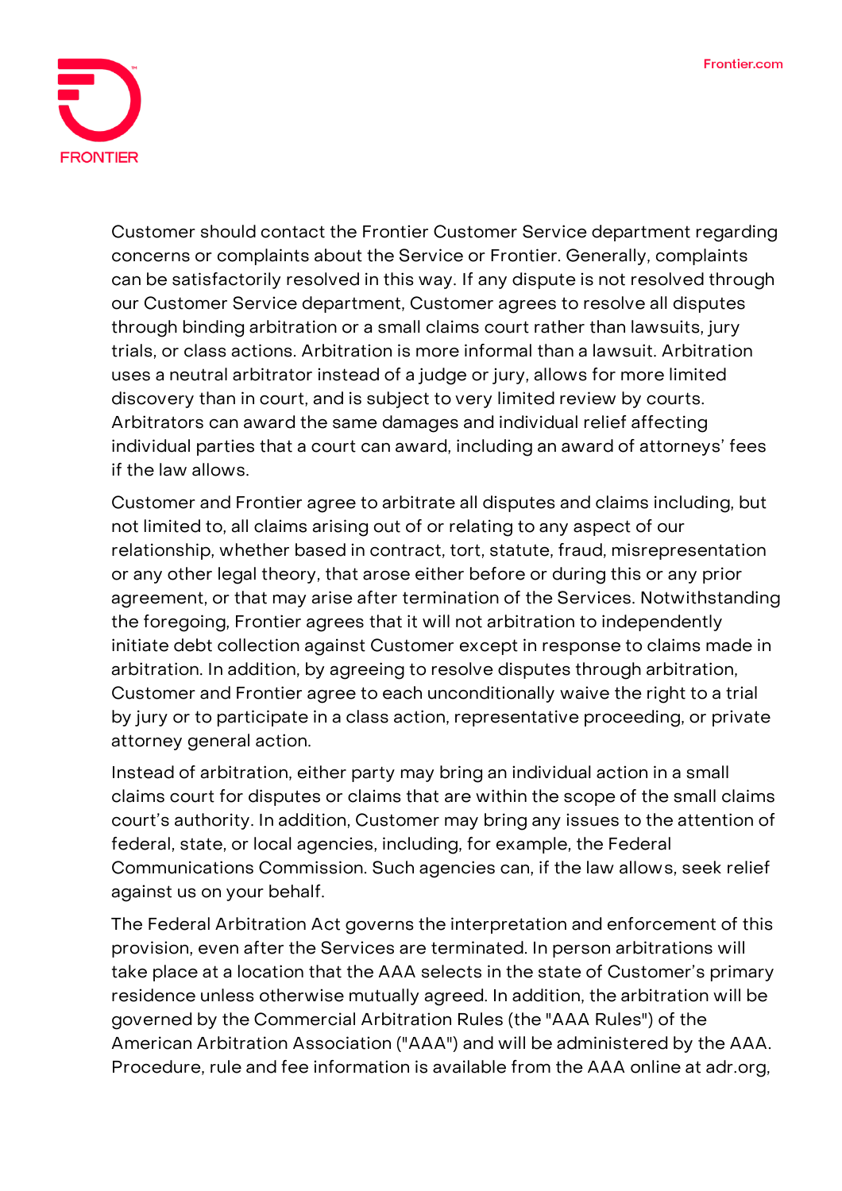Customer should contact the Frontier Customer Service department regarding concerns or complaints about the Service or Frontier. Generally, complaints can be satisfactorily resolved in this way. If any dispute is not resolved through our Customer Service department, Customer agrees to resolve all disputes through binding arbitration or a small claims court rather than lawsuits, jury trials, or class actions. Arbitration is more informal than a lawsuit. Arbitration uses a neutral arbitrator instead of a judge or jury, allows for more limited discovery than in court, and is subject to very limited review by courts. Arbitrators can award the same damages and individual relief affecting individual parties that a court can award, including an award of attorneys' fees if the law allows.

Customer and Frontier agree to arbitrate all disputes and claims including, but not limited to, all claims arising out of or relating to any aspect of our relationship, whether based in contract, tort, statute, fraud, misrepresentation or any other legal theory, that arose either before or during this or any prior agreement, or that may arise after termination of the Services. Notwithstanding the foregoing, Frontier agrees that it will not arbitration to independently initiate debt collection against Customer except in response to claims made in arbitration. In addition, by agreeing to resolve disputes through arbitration, Customer and Frontier agree to each unconditionally waive the right to a trial by jury or to participate in a class action, representative proceeding, or private attorney general action.

Instead of arbitration, either party may bring an individual action in a small claims court for disputes or claims that are within the scope of the small claims court's authority. In addition, Customer may bring any issues to the attention of federal, state, or local agencies, including, for example, the Federal Communications Commission. Such agencies can, if the law allows, seek relief against us on your behalf.

The Federal Arbitration Act governs the interpretation and enforcement of this provision, even after the Services are terminated. In person arbitrations will take place at a location that the AAA selects in the state of Customer's primary residence unless otherwise mutually agreed. In addition, the arbitration will be governed by the Commercial Arbitration Rules (the "AAA Rules") of the American Arbitration Association ("AAA") and will be administered by the AAA. Procedure, rule and fee information is available from the AAA online at adr.org,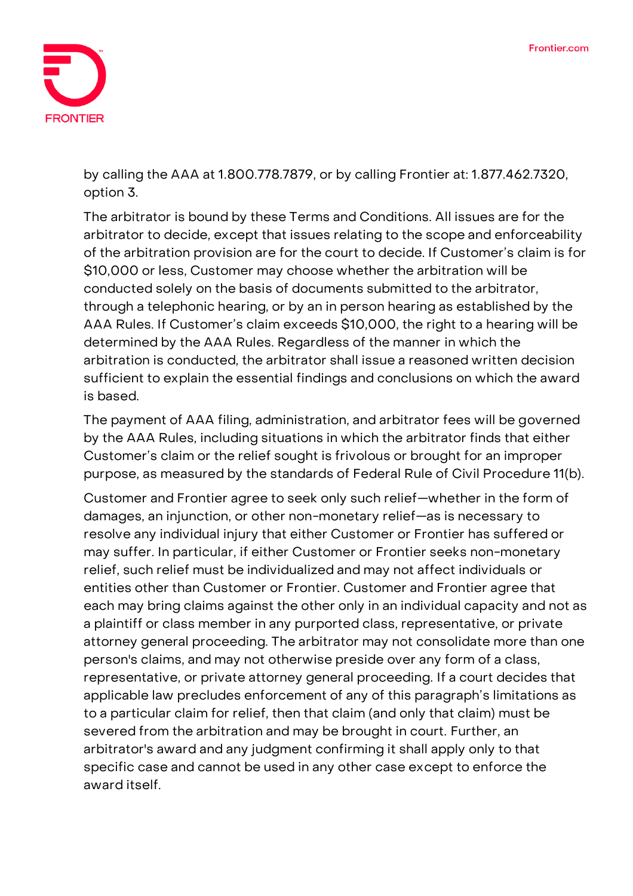by calling the AAA at 1.800.778.7879, or by calling Frontier at: 1.877.462.7320, option 3.

The arbitrator is bound by these Terms and Conditions. All issues are for the arbitrator to decide, except that issues relating to the scope and enforceability of the arbitration provision are for the court to decide. If Customer's claim is for $10,000 or less, Customer may choose whether the arbitration will be conducted solely on the basis of documents submitted to the arbitrator, through a telephonic hearing, or by an in person hearing as established by the AAA Rules. If Customer's claim exceeds $10,000, the right to a hearing will be determined by the AAA Rules. Regardless of the manner in which the arbitration is conducted, the arbitrator shall issue a reasoned written decision sufficient to explain the essential findings and conclusions on which the award is based.

The payment of AAA filing, administration, and arbitrator fees will be governed by the AAA Rules, including situations in which the arbitrator finds that either Customer's claim or the relief sought is frivolous or brought for an improper purpose, as measured by the standards of Federal Rule of Civil Procedure 11(b).

Customer and Frontier agree to seek only such relief—whether in the form of damages, an injunction, or other non-monetary relief—as is necessary to resolve any individual injury that either Customer or Frontier has suffered or may suffer. In particular, if either Customer or Frontier seeks non-monetary relief, such relief must be individualized and may not affect individuals or entities other than Customer or Frontier. Customer and Frontier agree that each may bring claims against the other only in an individual capacity and not as a plaintiff or class member in any purported class, representative, or private attorney general proceeding. The arbitrator may not consolidate more than one person's claims, and may not otherwise preside over any form of a class, representative, or private attorney general proceeding. If a court decides that applicable law precludes enforcement of any of this paragraph's limitations as to a particular claim for relief, then that claim (and only that claim) must be severed from the arbitration and may be brought in court. Further, an arbitrator's award and any judgment confirming it shall apply only to that specific case and cannot be used in any other case except to enforce the award itself.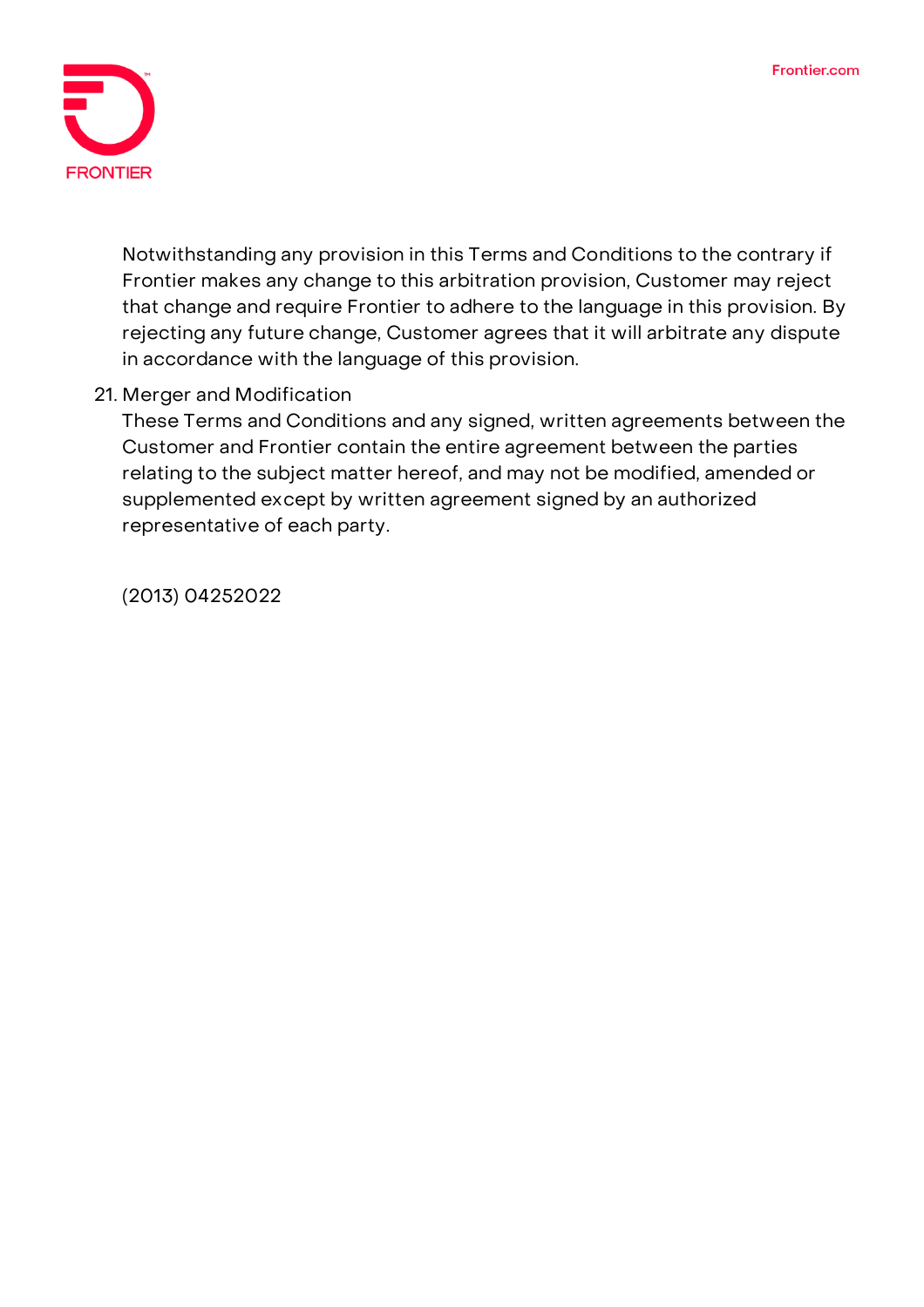Notwithstanding any provision in this Terms and Conditions to the contrary if Frontier makes any change to this arbitration provision, Customer may reject that change and require Frontier to adhere to the language in this provision. By rejecting any future change, Customer agrees that it will arbitrate any dispute in accordance with the language of this provision.

21. Merger and Modification
    These Terms and Conditions and any signed, written agreements between the Customer and Frontier contain the entire agreement between the parties relating to the subject matter hereof, and may not be modified, amended or supplemented except by written agreement signed by an authorized representative of each party.

(2013) 04252022